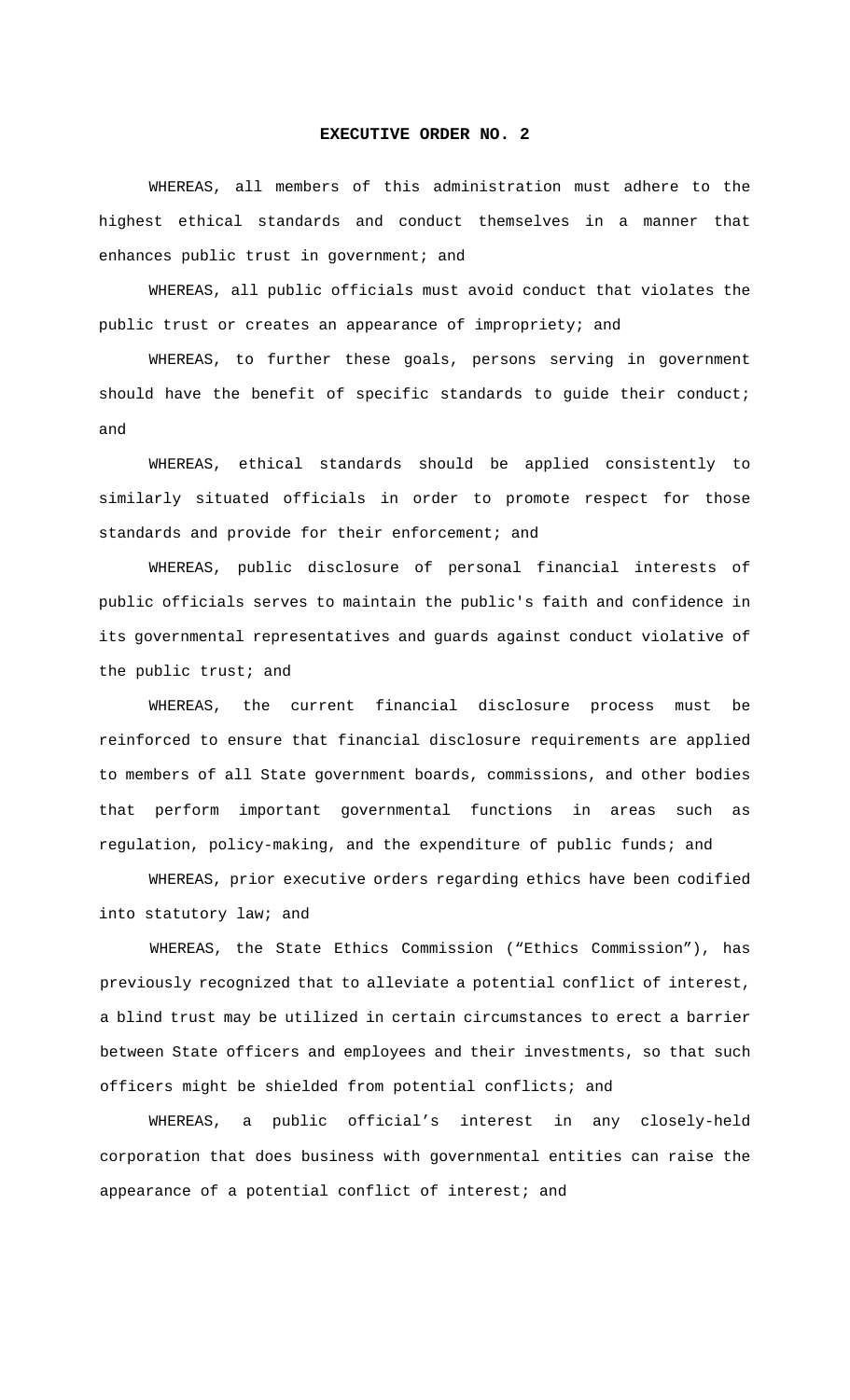# EXECUTIVE ORDER NO. 2

WHEREAS, all members of this administration must adhere to the highest ethical standards and conduct themselves in a manner that enhances public trust in government; and

WHEREAS, all public officials must avoid conduct that violates the public trust or creates an appearance of impropriety; and

WHEREAS, to further these goals, persons serving in government should have the benefit of specific standards to guide their conduct; and

WHEREAS, ethical standards should be applied consistently to similarly situated officials in order to promote respect for those standards and provide for their enforcement; and

WHEREAS, public disclosure of personal financial interests of public officials serves to maintain the public's faith and confidence in its governmental representatives and guards against conduct violative of the public trust; and

WHEREAS, the current financial disclosure process must be reinforced to ensure that financial disclosure requirements are applied to members of all State government boards, commissions, and other bodies that perform important governmental functions in areas such as regulation, policy-making, and the expenditure of public funds; and

WHEREAS, prior executive orders regarding ethics have been codified into statutory law; and

WHEREAS, the State Ethics Commission ("Ethics Commission"), has previously recognized that to alleviate a potential conflict of interest, a blind trust may be utilized in certain circumstances to erect a barrier between State officers and employees and their investments, so that such officers might be shielded from potential conflicts; and

WHEREAS, a public official's interest in any closely-held corporation that does business with governmental entities can raise the appearance of a potential conflict of interest; and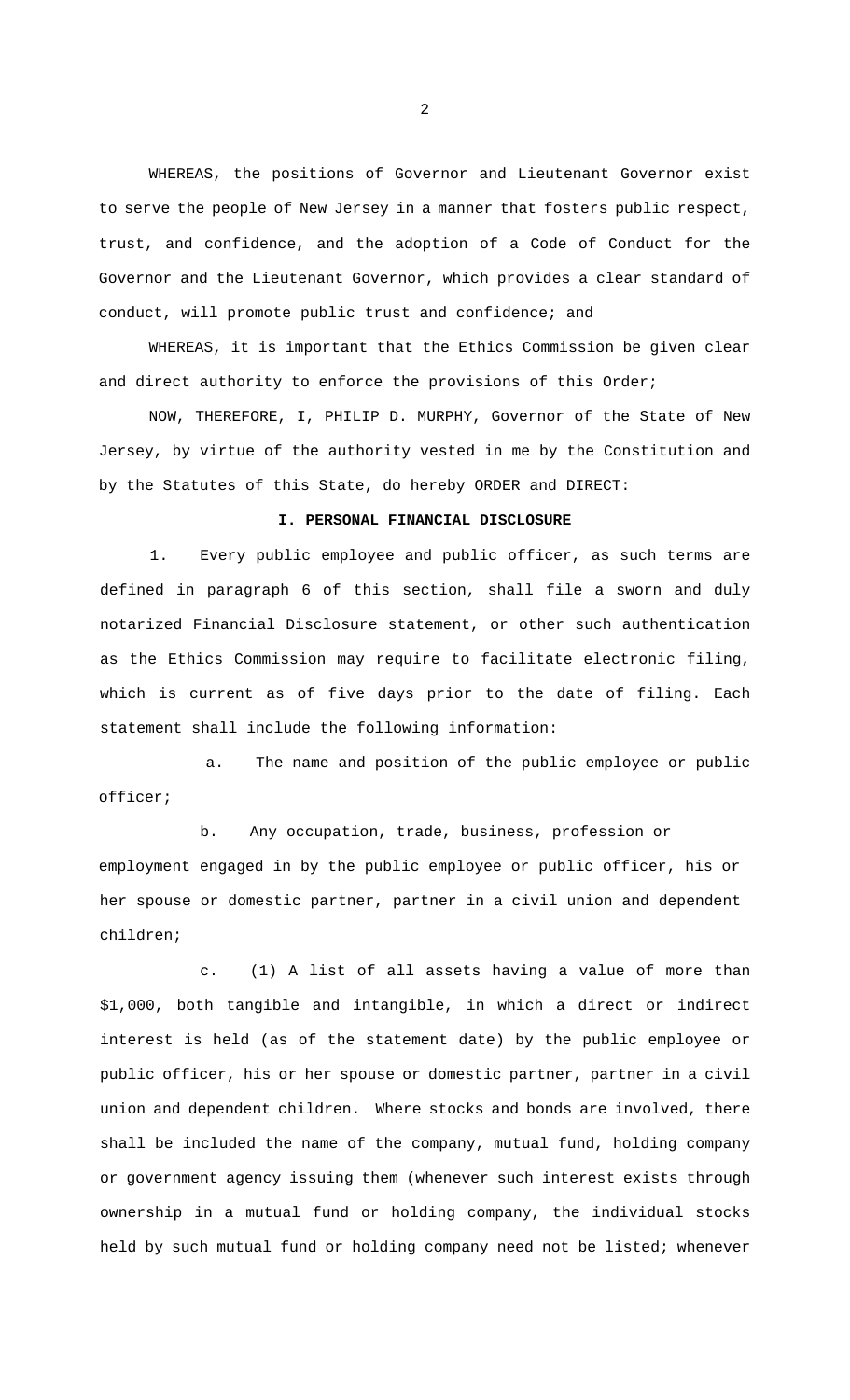WHEREAS, the positions of Governor and Lieutenant Governor exist to serve the people of New Jersey in a manner that fosters public respect, trust, and confidence, and the adoption of a Code of Conduct for the Governor and the Lieutenant Governor, which provides a clear standard of conduct, will promote public trust and confidence; and

WHEREAS, it is important that the Ethics Commission be given clear and direct authority to enforce the provisions of this Order;

NOW, THEREFORE, I, PHILIP D. MURPHY, Governor of the State of New Jersey, by virtue of the authority vested in me by the Constitution and by the Statutes of this State, do hereby ORDER and DIRECT:

## I. PERSONAL FINANCIAL DISCLOSURE

1. Every public employee and public officer, as such terms are defined in paragraph 6 of this section, shall file a sworn and duly notarized Financial Disclosure statement, or other such authentication as the Ethics Commission may require to facilitate electronic filing, which is current as of five days prior to the date of filing. Each statement shall include the following information:

a. The name and position of the public employee or public officer;

b. Any occupation, trade, business, profession or employment engaged in by the public employee or public officer, his or her spouse or domestic partner, partner in a civil union and dependent children;

c. (1) A list of all assets having a value of more than $1,000, both tangible and intangible, in which a direct or indirect interest is held (as of the statement date) by the public employee or public officer, his or her spouse or domestic partner, partner in a civil union and dependent children. Where stocks and bonds are involved, there shall be included the name of the company, mutual fund, holding company or government agency issuing them (whenever such interest exists through ownership in a mutual fund or holding company, the individual stocks held by such mutual fund or holding company need not be listed; whenever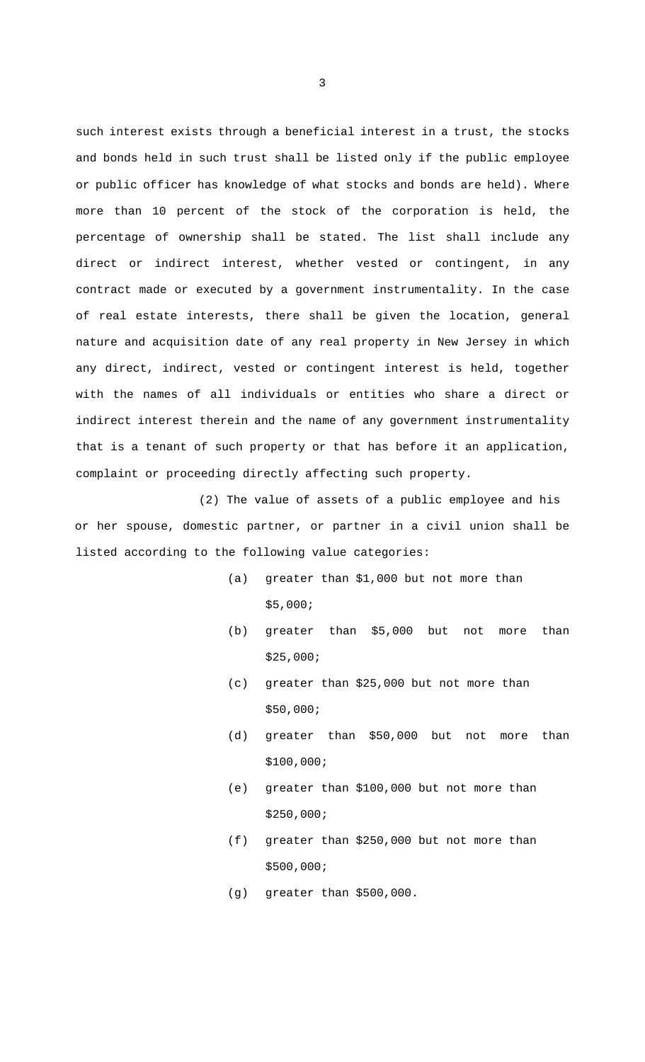such interest exists through a beneficial interest in a trust, the stocks and bonds held in such trust shall be listed only if the public employee or public officer has knowledge of what stocks and bonds are held). Where more than 10 percent of the stock of the corporation is held, the percentage of ownership shall be stated. The list shall include any direct or indirect interest, whether vested or contingent, in any contract made or executed by a government instrumentality. In the case of real estate interests, there shall be given the location, general nature and acquisition date of any real property in New Jersey in which any direct, indirect, vested or contingent interest is held, together with the names of all individuals or entities who share a direct or indirect interest therein and the name of any government instrumentality that is a tenant of such property or that has before it an application, complaint or proceeding directly affecting such property.

(2) The value of assets of a public employee and his or her spouse, domestic partner, or partner in a civil union shall be listed according to the following value categories:

(a) greater than $1,000 but not more than $5,000;

(b) greater than $5,000 but not more than $25,000;

(c) greater than $25,000 but not more than $50,000;

(d) greater than $50,000 but not more than $100,000;

(e) greater than $100,000 but not more than $250,000;

(f) greater than $250,000 but not more than $500,000;

(g) greater than $500,000.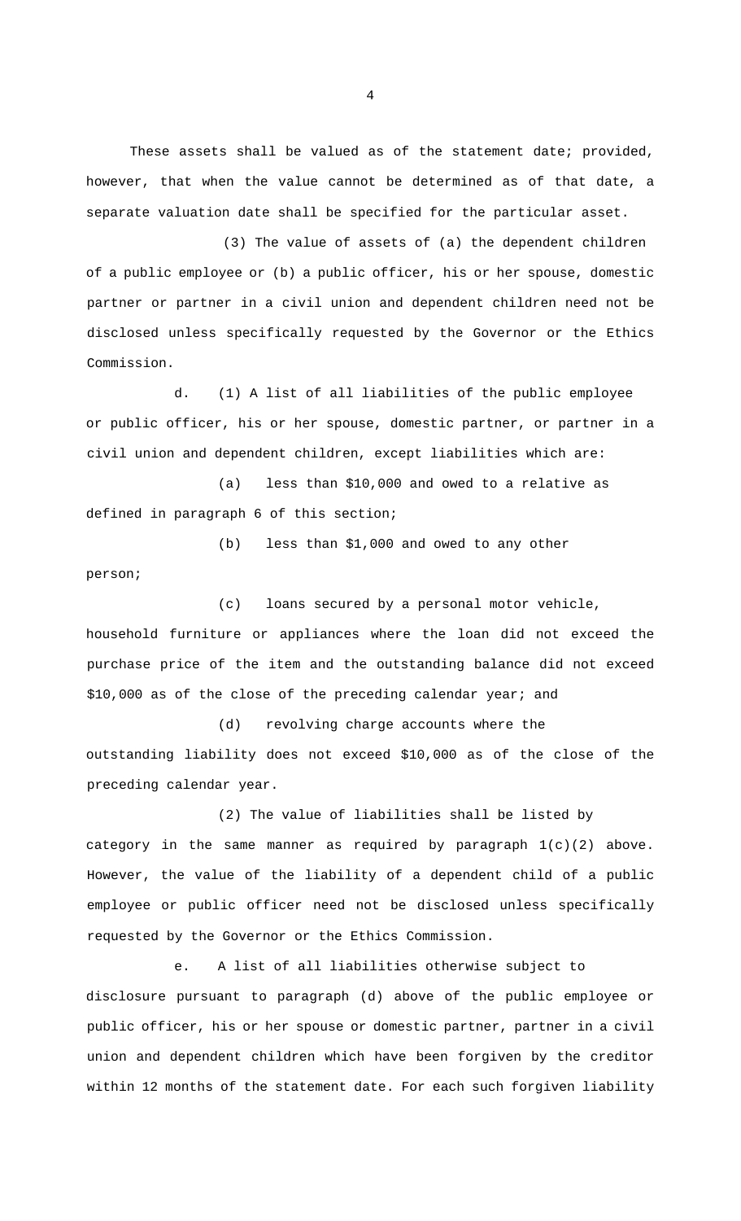These assets shall be valued as of the statement date; provided, however, that when the value cannot be determined as of that date, a separate valuation date shall be specified for the particular asset.

(3) The value of assets of (a) the dependent children of a public employee or (b) a public officer, his or her spouse, domestic partner or partner in a civil union and dependent children need not be disclosed unless specifically requested by the Governor or the Ethics Commission.

d. (1) A list of all liabilities of the public employee or public officer, his or her spouse, domestic partner, or partner in a civil union and dependent children, except liabilities which are:

(a) less than $10,000 and owed to a relative as defined in paragraph 6 of this section;

(b) less than $1,000 and owed to any other person;

(c) loans secured by a personal motor vehicle, household furniture or appliances where the loan did not exceed the purchase price of the item and the outstanding balance did not exceed $10,000 as of the close of the preceding calendar year; and

(d) revolving charge accounts where the outstanding liability does not exceed $10,000 as of the close of the preceding calendar year.

(2) The value of liabilities shall be listed by category in the same manner as required by paragraph 1(c)(2) above. However, the value of the liability of a dependent child of a public employee or public officer need not be disclosed unless specifically requested by the Governor or the Ethics Commission.

e. A list of all liabilities otherwise subject to disclosure pursuant to paragraph (d) above of the public employee or public officer, his or her spouse or domestic partner, partner in a civil union and dependent children which have been forgiven by the creditor within 12 months of the statement date. For each such forgiven liability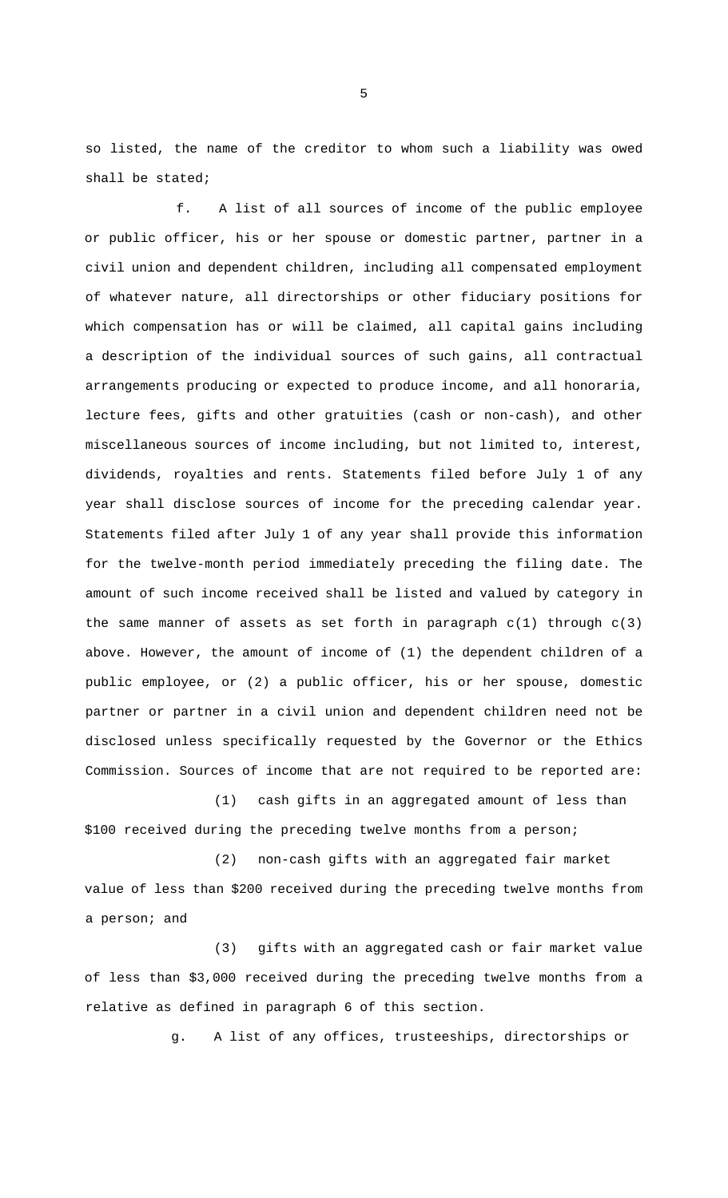so listed, the name of the creditor to whom such a liability was owed shall be stated;

f. A list of all sources of income of the public employee or public officer, his or her spouse or domestic partner, partner in a civil union and dependent children, including all compensated employment of whatever nature, all directorships or other fiduciary positions for which compensation has or will be claimed, all capital gains including a description of the individual sources of such gains, all contractual arrangements producing or expected to produce income, and all honoraria, lecture fees, gifts and other gratuities (cash or non-cash), and other miscellaneous sources of income including, but not limited to, interest, dividends, royalties and rents. Statements filed before July 1 of any year shall disclose sources of income for the preceding calendar year. Statements filed after July 1 of any year shall provide this information for the twelve-month period immediately preceding the filing date. The amount of such income received shall be listed and valued by category in the same manner of assets as set forth in paragraph c(1) through c(3) above. However, the amount of income of (1) the dependent children of a public employee, or (2) a public officer, his or her spouse, domestic partner or partner in a civil union and dependent children need not be disclosed unless specifically requested by the Governor or the Ethics Commission. Sources of income that are not required to be reported are:

(1) cash gifts in an aggregated amount of less than $100 received during the preceding twelve months from a person;

(2) non-cash gifts with an aggregated fair market value of less than $200 received during the preceding twelve months from a person; and

(3) gifts with an aggregated cash or fair market value of less than $3,000 received during the preceding twelve months from a relative as defined in paragraph 6 of this section.

g. A list of any offices, trusteeships, directorships or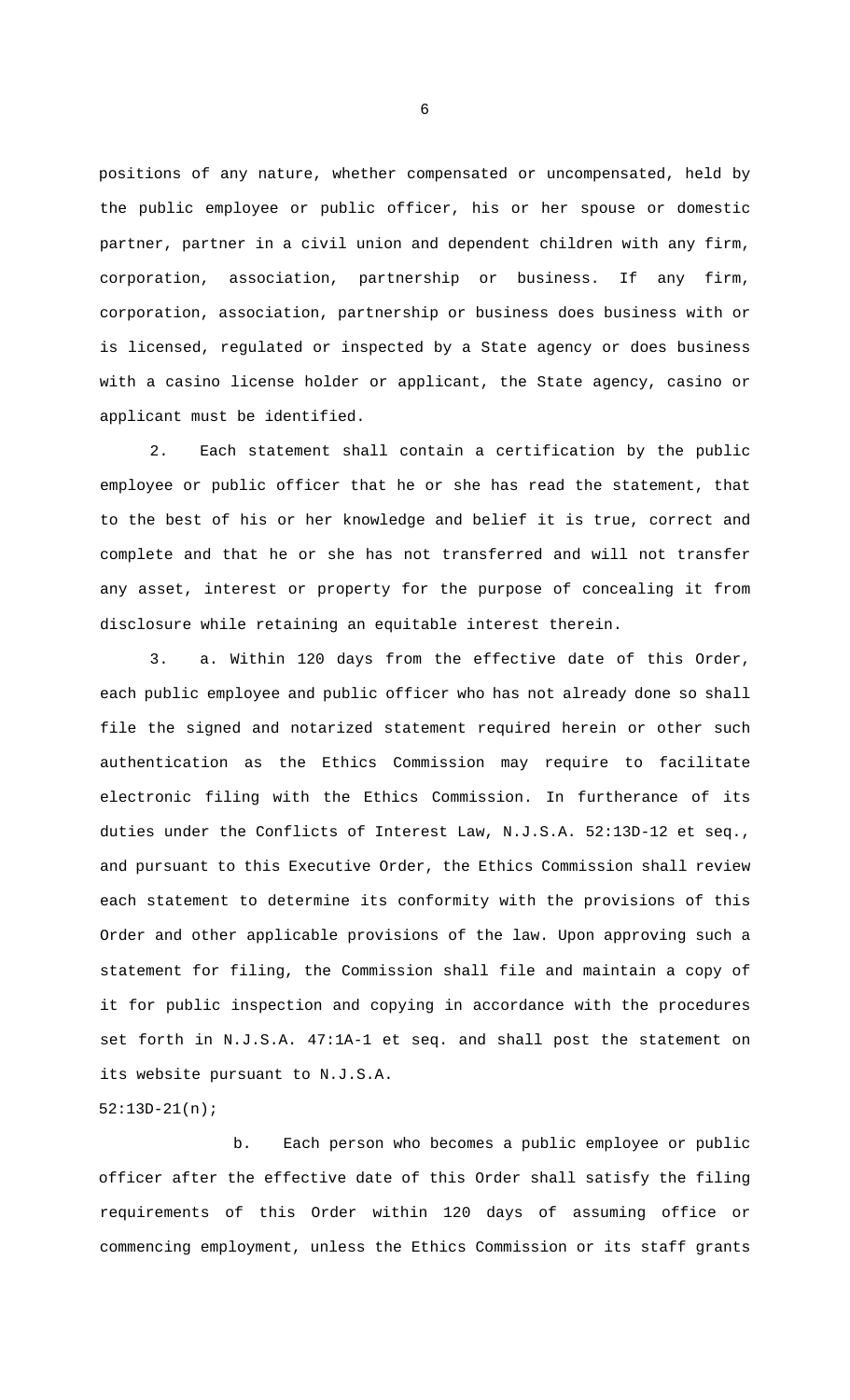positions of any nature, whether compensated or uncompensated, held by the public employee or public officer, his or her spouse or domestic partner, partner in a civil union and dependent children with any firm, corporation, association, partnership or business. If any firm, corporation, association, partnership or business does business with or is licensed, regulated or inspected by a State agency or does business with a casino license holder or applicant, the State agency, casino or applicant must be identified.

2. Each statement shall contain a certification by the public employee or public officer that he or she has read the statement, that to the best of his or her knowledge and belief it is true, correct and complete and that he or she has not transferred and will not transfer any asset, interest or property for the purpose of concealing it from disclosure while retaining an equitable interest therein.

3. a. Within 120 days from the effective date of this Order, each public employee and public officer who has not already done so shall file the signed and notarized statement required herein or other such authentication as the Ethics Commission may require to facilitate electronic filing with the Ethics Commission. In furtherance of its duties under the Conflicts of Interest Law, N.J.S.A. 52:13D-12 et seq., and pursuant to this Executive Order, the Ethics Commission shall review each statement to determine its conformity with the provisions of this Order and other applicable provisions of the law. Upon approving such a statement for filing, the Commission shall file and maintain a copy of it for public inspection and copying in accordance with the procedures set forth in N.J.S.A. 47:1A-1 et seq. and shall post the statement on its website pursuant to N.J.S.A. 52:13D-21(n);

b. Each person who becomes a public employee or public officer after the effective date of this Order shall satisfy the filing requirements of this Order within 120 days of assuming office or commencing employment, unless the Ethics Commission or its staff grants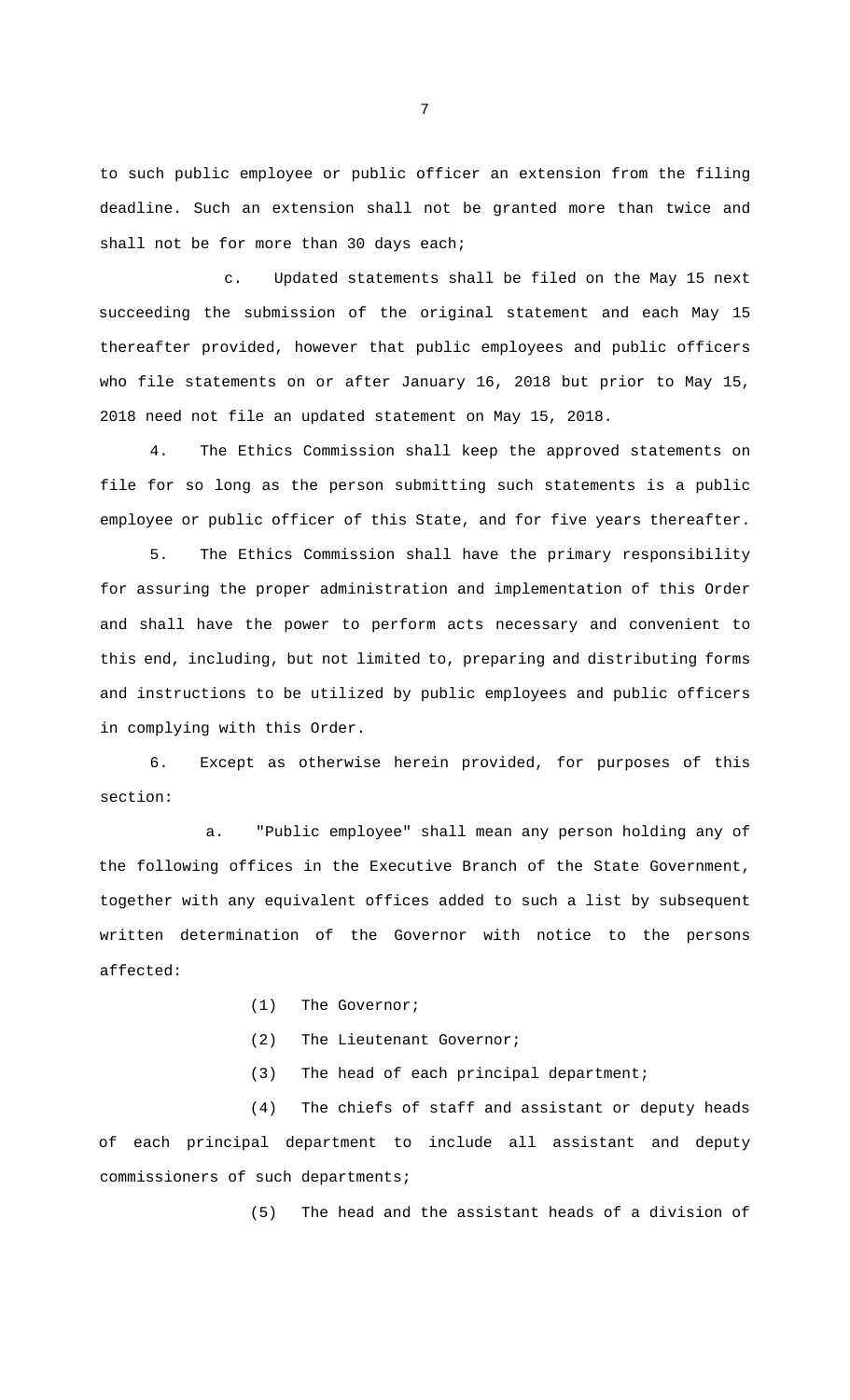to such public employee or public officer an extension from the filing deadline. Such an extension shall not be granted more than twice and shall not be for more than 30 days each;

c. Updated statements shall be filed on the May 15 next succeeding the submission of the original statement and each May 15 thereafter provided, however that public employees and public officers who file statements on or after January 16, 2018 but prior to May 15, 2018 need not file an updated statement on May 15, 2018.

4. The Ethics Commission shall keep the approved statements on file for so long as the person submitting such statements is a public employee or public officer of this State, and for five years thereafter.

5. The Ethics Commission shall have the primary responsibility for assuring the proper administration and implementation of this Order and shall have the power to perform acts necessary and convenient to this end, including, but not limited to, preparing and distributing forms and instructions to be utilized by public employees and public officers in complying with this Order.

6. Except as otherwise herein provided, for purposes of this section:

a. "Public employee" shall mean any person holding any of the following offices in the Executive Branch of the State Government, together with any equivalent offices added to such a list by subsequent written determination of the Governor with notice to the persons affected:

(1) The Governor;

(2) The Lieutenant Governor;

(3) The head of each principal department;

(4) The chiefs of staff and assistant or deputy heads of each principal department to include all assistant and deputy commissioners of such departments;

(5) The head and the assistant heads of a division of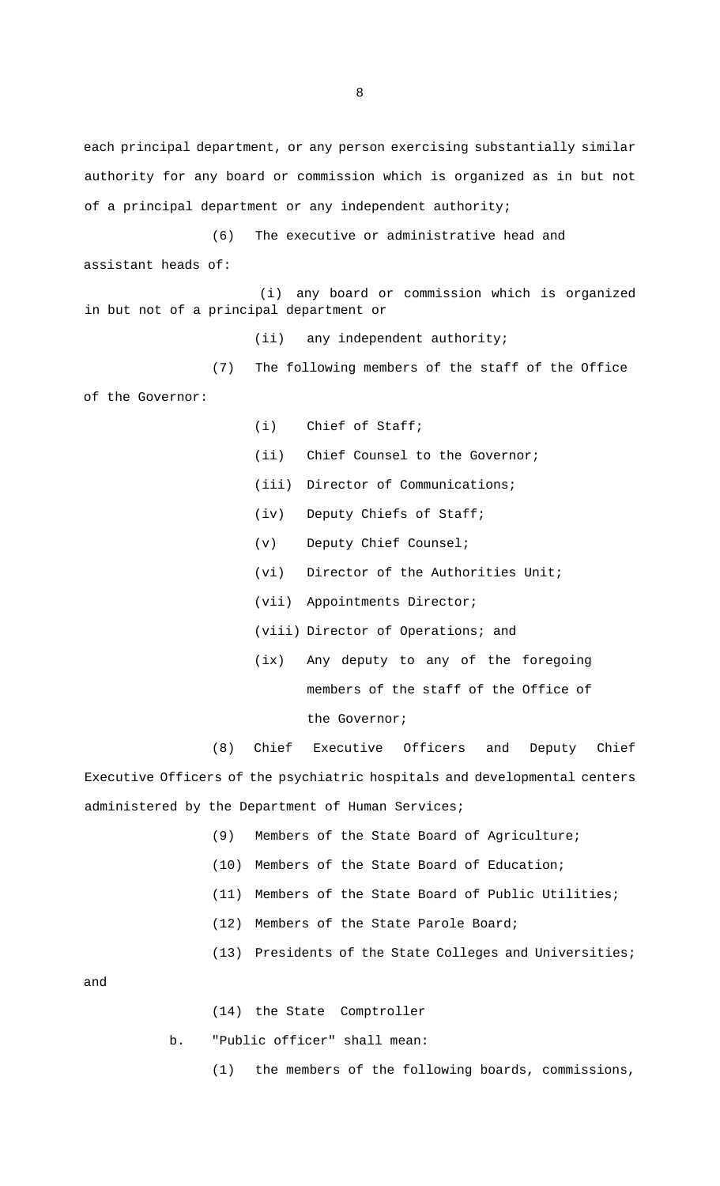each principal department, or any person exercising substantially similar authority for any board or commission which is organized as in but not of a principal department or any independent authority;

(6) The executive or administrative head and assistant heads of:

(i) any board or commission which is organized in but not of a principal department or

(ii) any independent authority;

(7) The following members of the staff of the Office of the Governor:

(i) Chief of Staff;

(ii) Chief Counsel to the Governor;

(iii) Director of Communications;

(iv) Deputy Chiefs of Staff;

(v) Deputy Chief Counsel;

(vi) Director of the Authorities Unit;

(vii) Appointments Director;

(viii) Director of Operations; and

(ix) Any deputy to any of the foregoing members of the staff of the Office of the Governor;

(8) Chief Executive Officers and Deputy Chief Executive Officers of the psychiatric hospitals and developmental centers administered by the Department of Human Services;

(9) Members of the State Board of Agriculture;

(10) Members of the State Board of Education;

(11) Members of the State Board of Public Utilities;

(12) Members of the State Parole Board;

(13) Presidents of the State Colleges and Universities; and

(14) the State Comptroller

b. "Public officer" shall mean:

(1) the members of the following boards, commissions,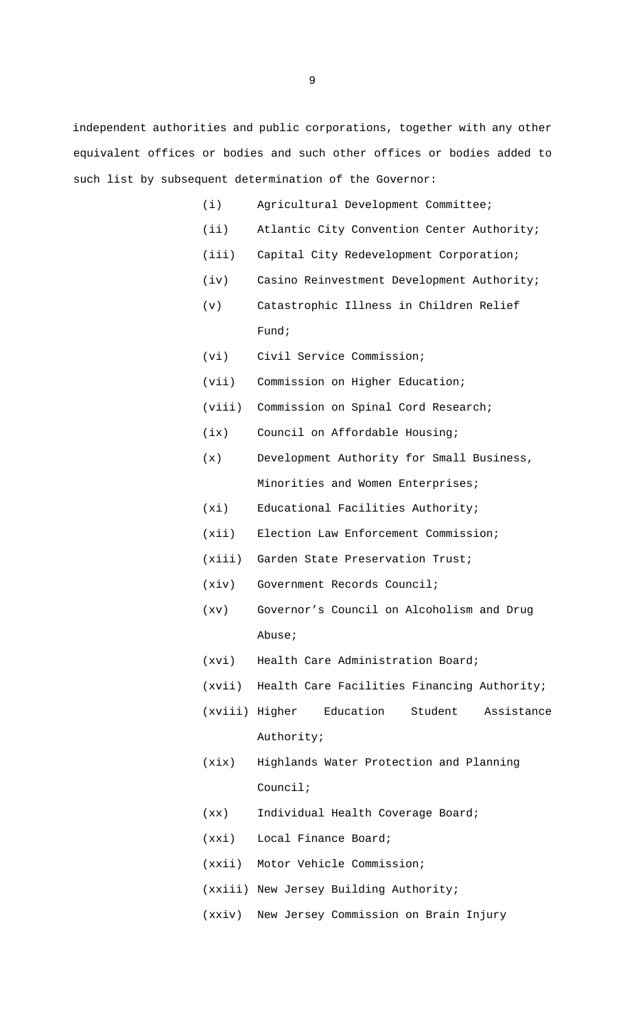independent authorities and public corporations, together with any other equivalent offices or bodies and such other offices or bodies added to such list by subsequent determination of the Governor:

(i) Agricultural Development Committee;

(ii) Atlantic City Convention Center Authority;

(iii) Capital City Redevelopment Corporation;

(iv) Casino Reinvestment Development Authority;

(v) Catastrophic Illness in Children Relief Fund;

(vi) Civil Service Commission;

(vii) Commission on Higher Education;

(viii) Commission on Spinal Cord Research;

(ix) Council on Affordable Housing;

(x) Development Authority for Small Business, Minorities and Women Enterprises;

(xi) Educational Facilities Authority;

(xii) Election Law Enforcement Commission;

(xiii) Garden State Preservation Trust;

(xiv) Government Records Council;

(xv) Governor's Council on Alcoholism and Drug Abuse;

(xvi) Health Care Administration Board;

(xvii) Health Care Facilities Financing Authority;

(xviii) Higher Education Student Assistance Authority;

(xix) Highlands Water Protection and Planning Council;

(xx) Individual Health Coverage Board;

(xxi) Local Finance Board;

(xxii) Motor Vehicle Commission;

(xxiii) New Jersey Building Authority;

(xxiv) New Jersey Commission on Brain Injury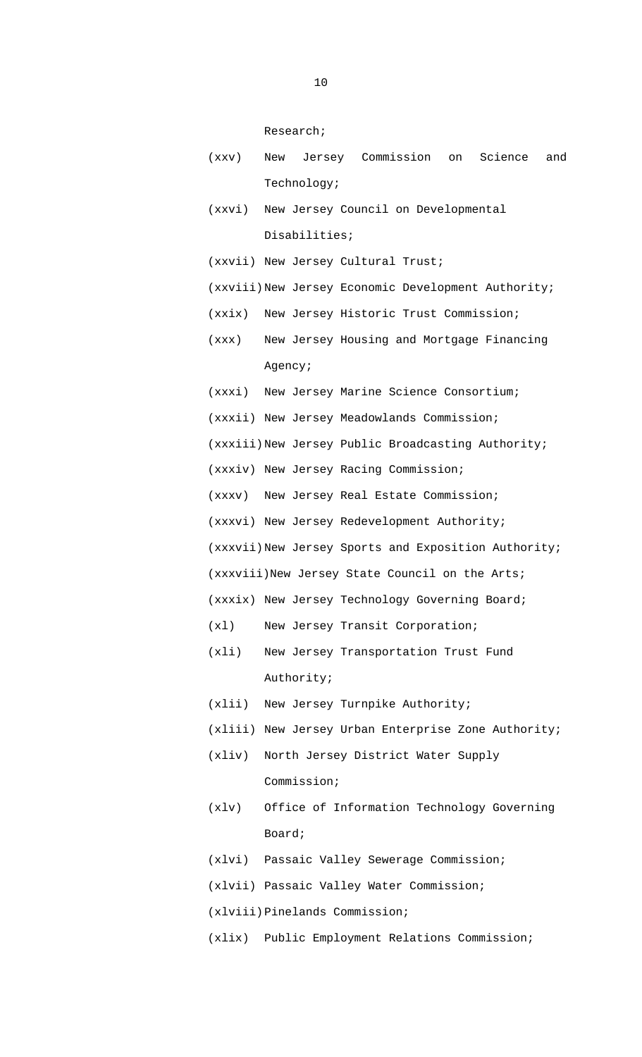Research;

(xxv) New Jersey Commission on Science and Technology;

(xxvi) New Jersey Council on Developmental Disabilities;

(xxvii) New Jersey Cultural Trust;

(xxviii) New Jersey Economic Development Authority;

(xxix) New Jersey Historic Trust Commission;

(xxx) New Jersey Housing and Mortgage Financing Agency;

(xxxi) New Jersey Marine Science Consortium;

(xxxii) New Jersey Meadowlands Commission;

(xxxiii) New Jersey Public Broadcasting Authority;

(xxxiv) New Jersey Racing Commission;

(xxxv) New Jersey Real Estate Commission;

(xxxvi) New Jersey Redevelopment Authority;

(xxxvii) New Jersey Sports and Exposition Authority;

(xxxviii) New Jersey State Council on the Arts;

(xxxix) New Jersey Technology Governing Board;

(xl) New Jersey Transit Corporation;

(xli) New Jersey Transportation Trust Fund Authority;

(xlii) New Jersey Turnpike Authority;

(xliii) New Jersey Urban Enterprise Zone Authority;

(xliv) North Jersey District Water Supply Commission;

(xlv) Office of Information Technology Governing Board;

(xlvi) Passaic Valley Sewerage Commission;

(xlvii) Passaic Valley Water Commission;

(xlviii) Pinelands Commission;

(xlix) Public Employment Relations Commission;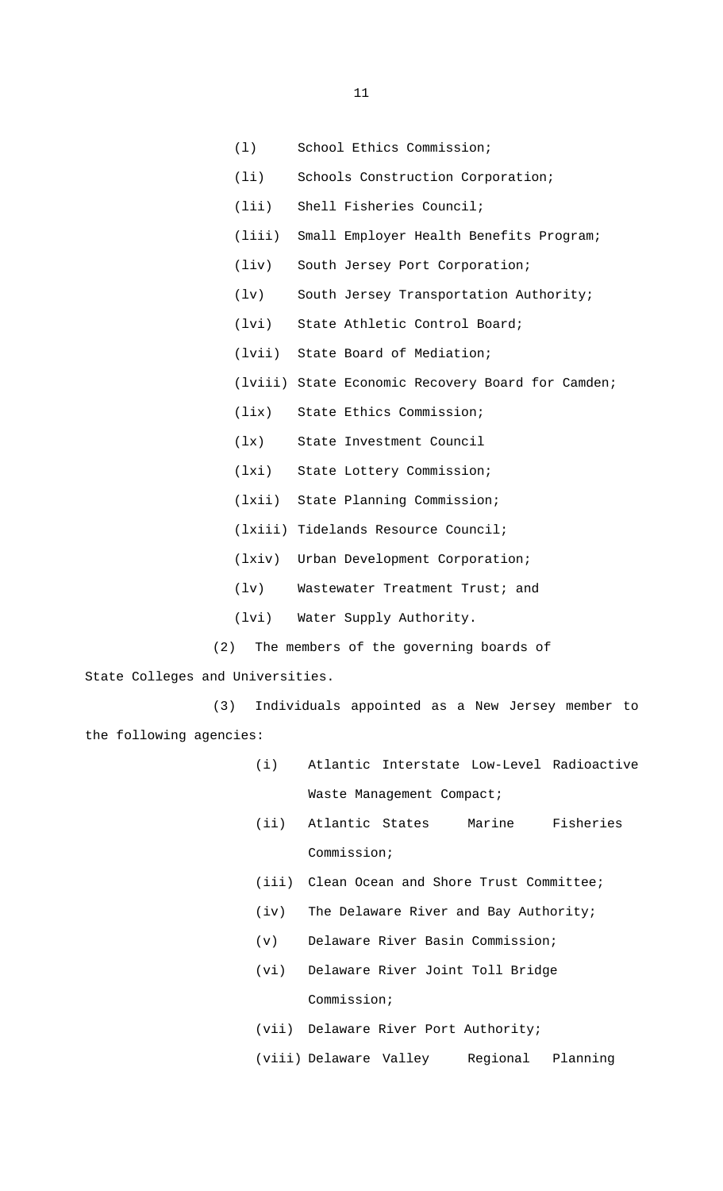(l) School Ethics Commission;

(li) Schools Construction Corporation;

(lii) Shell Fisheries Council;

(liii) Small Employer Health Benefits Program;

(liv) South Jersey Port Corporation;

(lv) South Jersey Transportation Authority;

(lvi) State Athletic Control Board;

(lvii) State Board of Mediation;

(lviii) State Economic Recovery Board for Camden;

(lix) State Ethics Commission;

(lx) State Investment Council

(lxi) State Lottery Commission;

(lxii) State Planning Commission;

(lxiii) Tidelands Resource Council;

(lxiv) Urban Development Corporation;

(lv) Wastewater Treatment Trust; and

(lvi) Water Supply Authority.

(2) The members of the governing boards of State Colleges and Universities.

(3) Individuals appointed as a New Jersey member to the following agencies:

(i) Atlantic Interstate Low-Level Radioactive Waste Management Compact;

(ii) Atlantic States Marine Fisheries Commission;

(iii) Clean Ocean and Shore Trust Committee;

(iv) The Delaware River and Bay Authority;

(v) Delaware River Basin Commission;

(vi) Delaware River Joint Toll Bridge Commission;

(vii) Delaware River Port Authority;

(viii) Delaware Valley Regional Planning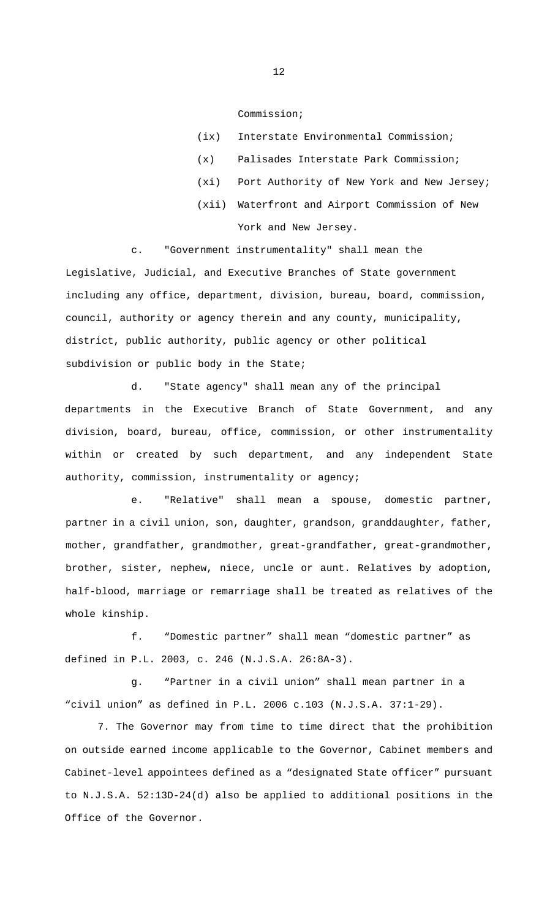Commission;

(ix) Interstate Environmental Commission;

(x) Palisades Interstate Park Commission;

(xi) Port Authority of New York and New Jersey;

(xii) Waterfront and Airport Commission of New York and New Jersey.

c. "Government instrumentality" shall mean the Legislative, Judicial, and Executive Branches of State government including any office, department, division, bureau, board, commission, council, authority or agency therein and any county, municipality, district, public authority, public agency or other political subdivision or public body in the State;

d. "State agency" shall mean any of the principal departments in the Executive Branch of State Government, and any division, board, bureau, office, commission, or other instrumentality within or created by such department, and any independent State authority, commission, instrumentality or agency;

e. "Relative" shall mean a spouse, domestic partner, partner in a civil union, son, daughter, grandson, granddaughter, father, mother, grandfather, grandmother, great-grandfather, great-grandmother, brother, sister, nephew, niece, uncle or aunt. Relatives by adoption, half-blood, marriage or remarriage shall be treated as relatives of the whole kinship.

f. "Domestic partner" shall mean "domestic partner" as defined in P.L. 2003, c. 246 (N.J.S.A. 26:8A-3).

g. "Partner in a civil union" shall mean partner in a "civil union" as defined in P.L. 2006 c.103 (N.J.S.A. 37:1-29).

7. The Governor may from time to time direct that the prohibition on outside earned income applicable to the Governor, Cabinet members and Cabinet-level appointees defined as a "designated State officer" pursuant to N.J.S.A. 52:13D-24(d) also be applied to additional positions in the Office of the Governor.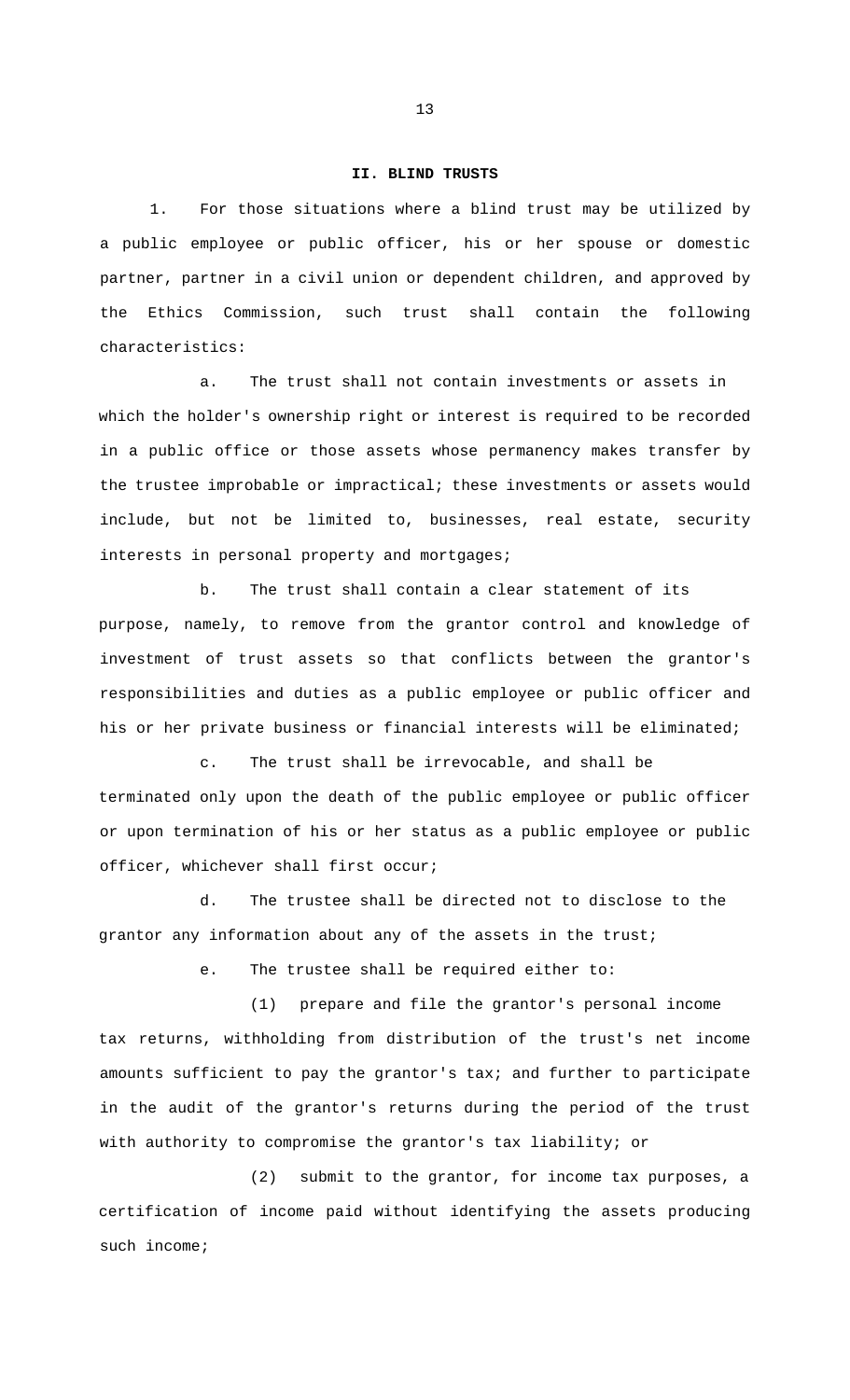## II. BLIND TRUSTS

1. For those situations where a blind trust may be utilized by a public employee or public officer, his or her spouse or domestic partner, partner in a civil union or dependent children, and approved by the Ethics Commission, such trust shall contain the following characteristics:

a. The trust shall not contain investments or assets in which the holder's ownership right or interest is required to be recorded in a public office or those assets whose permanency makes transfer by the trustee improbable or impractical; these investments or assets would include, but not be limited to, businesses, real estate, security interests in personal property and mortgages;

b. The trust shall contain a clear statement of its purpose, namely, to remove from the grantor control and knowledge of investment of trust assets so that conflicts between the grantor's responsibilities and duties as a public employee or public officer and his or her private business or financial interests will be eliminated;

c. The trust shall be irrevocable, and shall be terminated only upon the death of the public employee or public officer or upon termination of his or her status as a public employee or public officer, whichever shall first occur;

d. The trustee shall be directed not to disclose to the grantor any information about any of the assets in the trust;

e. The trustee shall be required either to:

(1) prepare and file the grantor's personal income tax returns, withholding from distribution of the trust's net income amounts sufficient to pay the grantor's tax; and further to participate in the audit of the grantor's returns during the period of the trust with authority to compromise the grantor's tax liability; or

(2) submit to the grantor, for income tax purposes, a certification of income paid without identifying the assets producing such income;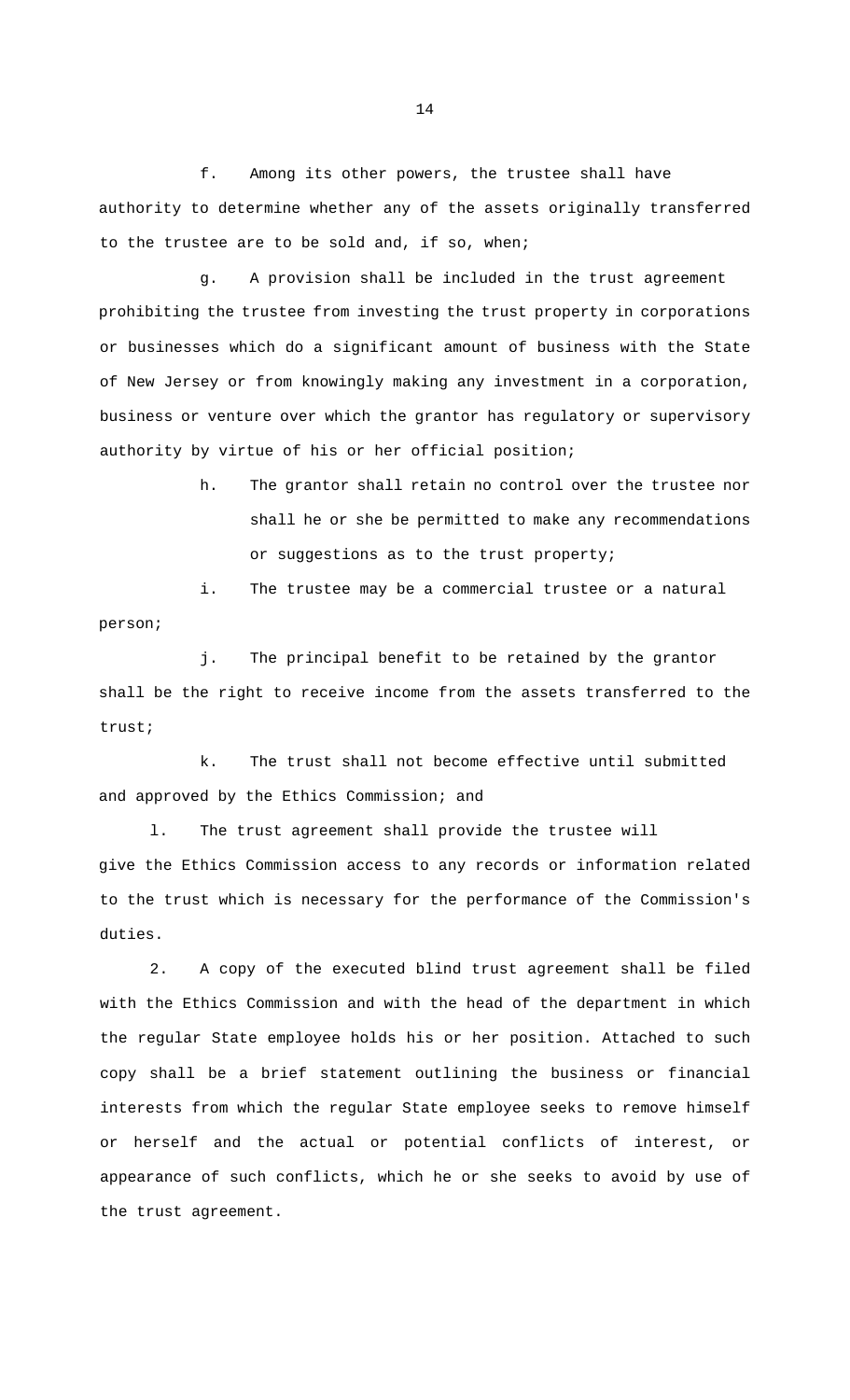f. Among its other powers, the trustee shall have authority to determine whether any of the assets originally transferred to the trustee are to be sold and, if so, when;

g. A provision shall be included in the trust agreement prohibiting the trustee from investing the trust property in corporations or businesses which do a significant amount of business with the State of New Jersey or from knowingly making any investment in a corporation, business or venture over which the grantor has regulatory or supervisory authority by virtue of his or her official position;

h. The grantor shall retain no control over the trustee nor shall he or she be permitted to make any recommendations or suggestions as to the trust property;

i. The trustee may be a commercial trustee or a natural person;

j. The principal benefit to be retained by the grantor shall be the right to receive income from the assets transferred to the trust;

k. The trust shall not become effective until submitted and approved by the Ethics Commission; and

l. The trust agreement shall provide the trustee will give the Ethics Commission access to any records or information related to the trust which is necessary for the performance of the Commission's duties.

2. A copy of the executed blind trust agreement shall be filed with the Ethics Commission and with the head of the department in which the regular State employee holds his or her position. Attached to such copy shall be a brief statement outlining the business or financial interests from which the regular State employee seeks to remove himself or herself and the actual or potential conflicts of interest, or appearance of such conflicts, which he or she seeks to avoid by use of the trust agreement.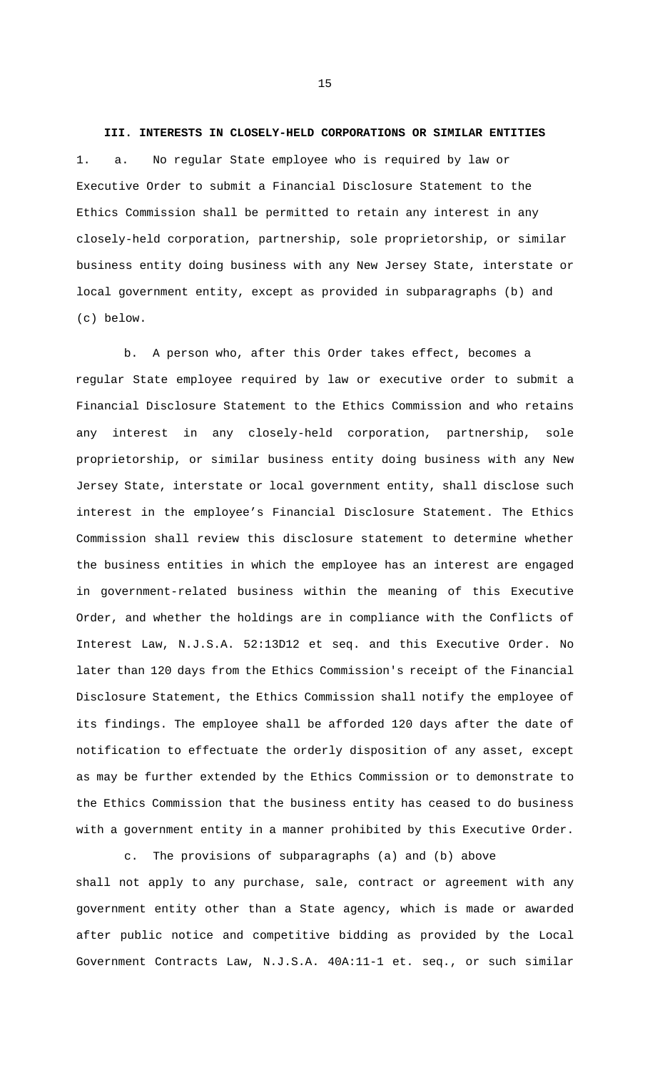**III. INTERESTS IN CLOSELY-HELD CORPORATIONS OR SIMILAR ENTITIES**

1. a. No regular State employee who is required by law or Executive Order to submit a Financial Disclosure Statement to the Ethics Commission shall be permitted to retain any interest in any closely-held corporation, partnership, sole proprietorship, or similar business entity doing business with any New Jersey State, interstate or local government entity, except as provided in subparagraphs (b) and (c) below.

b. A person who, after this Order takes effect, becomes a regular State employee required by law or executive order to submit a Financial Disclosure Statement to the Ethics Commission and who retains any interest in any closely-held corporation, partnership, sole proprietorship, or similar business entity doing business with any New Jersey State, interstate or local government entity, shall disclose such interest in the employee's Financial Disclosure Statement. The Ethics Commission shall review this disclosure statement to determine whether the business entities in which the employee has an interest are engaged in government-related business within the meaning of this Executive Order, and whether the holdings are in compliance with the Conflicts of Interest Law, N.J.S.A. 52:13D12 et seq. and this Executive Order. No later than 120 days from the Ethics Commission's receipt of the Financial Disclosure Statement, the Ethics Commission shall notify the employee of its findings. The employee shall be afforded 120 days after the date of notification to effectuate the orderly disposition of any asset, except as may be further extended by the Ethics Commission or to demonstrate to the Ethics Commission that the business entity has ceased to do business with a government entity in a manner prohibited by this Executive Order.

c. The provisions of subparagraphs (a) and (b) above shall not apply to any purchase, sale, contract or agreement with any government entity other than a State agency, which is made or awarded after public notice and competitive bidding as provided by the Local Government Contracts Law, N.J.S.A. 40A:11-1 et. seq., or such similar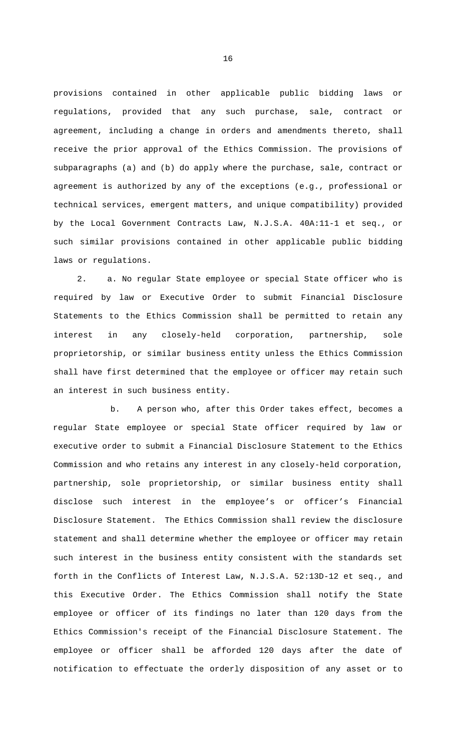provisions contained in other applicable public bidding laws or regulations, provided that any such purchase, sale, contract or agreement, including a change in orders and amendments thereto, shall receive the prior approval of the Ethics Commission. The provisions of subparagraphs (a) and (b) do apply where the purchase, sale, contract or agreement is authorized by any of the exceptions (e.g., professional or technical services, emergent matters, and unique compatibility) provided by the Local Government Contracts Law, N.J.S.A. 40A:11-1 et seq., or such similar provisions contained in other applicable public bidding laws or regulations.

2. a. No regular State employee or special State officer who is required by law or Executive Order to submit Financial Disclosure Statements to the Ethics Commission shall be permitted to retain any interest in any closely-held corporation, partnership, sole proprietorship, or similar business entity unless the Ethics Commission shall have first determined that the employee or officer may retain such an interest in such business entity.

b. A person who, after this Order takes effect, becomes a regular State employee or special State officer required by law or executive order to submit a Financial Disclosure Statement to the Ethics Commission and who retains any interest in any closely-held corporation, partnership, sole proprietorship, or similar business entity shall disclose such interest in the employee's or officer's Financial Disclosure Statement. The Ethics Commission shall review the disclosure statement and shall determine whether the employee or officer may retain such interest in the business entity consistent with the standards set forth in the Conflicts of Interest Law, N.J.S.A. 52:13D-12 et seq., and this Executive Order. The Ethics Commission shall notify the State employee or officer of its findings no later than 120 days from the Ethics Commission's receipt of the Financial Disclosure Statement. The employee or officer shall be afforded 120 days after the date of notification to effectuate the orderly disposition of any asset or to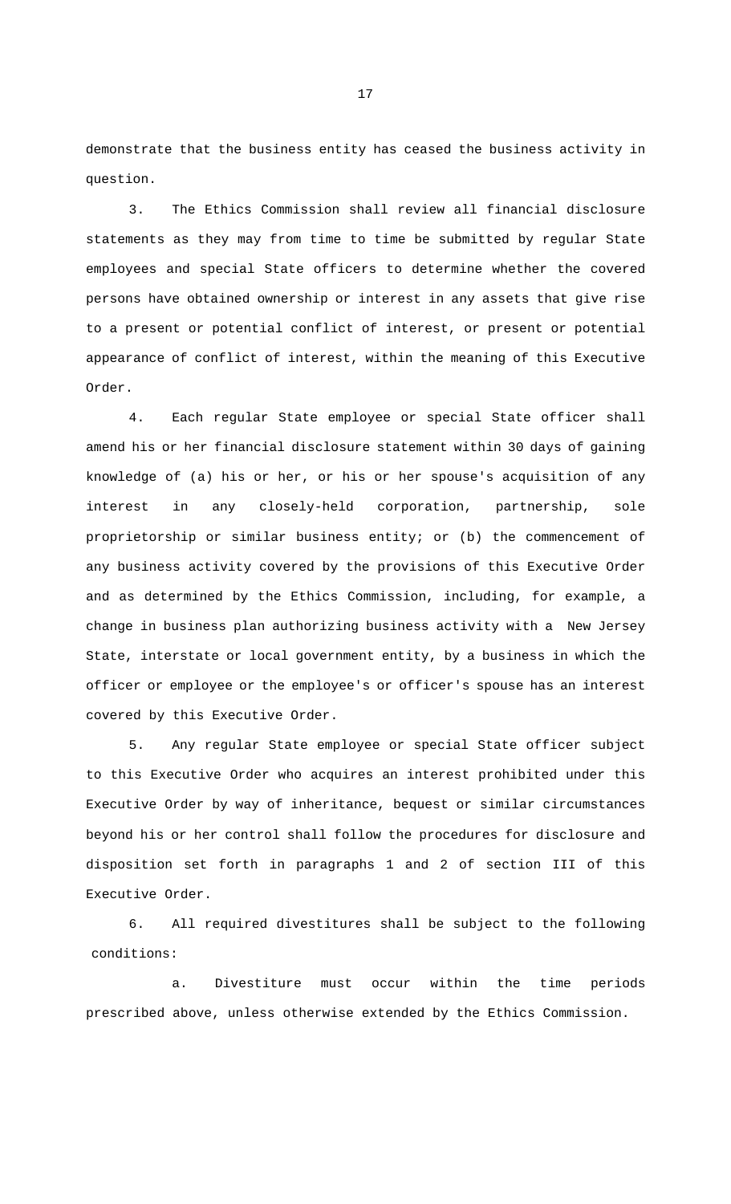demonstrate that the business entity has ceased the business activity in question.

3. The Ethics Commission shall review all financial disclosure statements as they may from time to time be submitted by regular State employees and special State officers to determine whether the covered persons have obtained ownership or interest in any assets that give rise to a present or potential conflict of interest, or present or potential appearance of conflict of interest, within the meaning of this Executive Order.

4. Each regular State employee or special State officer shall amend his or her financial disclosure statement within 30 days of gaining knowledge of (a) his or her, or his or her spouse's acquisition of any interest in any closely-held corporation, partnership, sole proprietorship or similar business entity; or (b) the commencement of any business activity covered by the provisions of this Executive Order and as determined by the Ethics Commission, including, for example, a change in business plan authorizing business activity with a New Jersey State, interstate or local government entity, by a business in which the officer or employee or the employee's or officer's spouse has an interest covered by this Executive Order.

5. Any regular State employee or special State officer subject to this Executive Order who acquires an interest prohibited under this Executive Order by way of inheritance, bequest or similar circumstances beyond his or her control shall follow the procedures for disclosure and disposition set forth in paragraphs 1 and 2 of section III of this Executive Order.

6. All required divestitures shall be subject to the following conditions:

a. Divestiture must occur within the time periods prescribed above, unless otherwise extended by the Ethics Commission.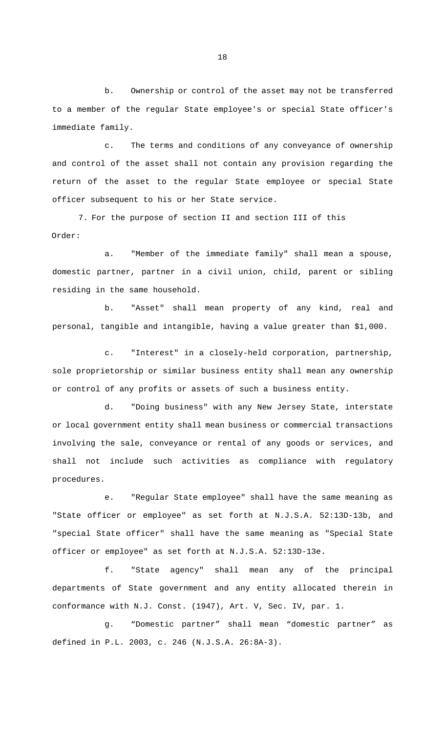b. Ownership or control of the asset may not be transferred to a member of the regular State employee's or special State officer's immediate family.

c. The terms and conditions of any conveyance of ownership and control of the asset shall not contain any provision regarding the return of the asset to the regular State employee or special State officer subsequent to his or her State service.

7. For the purpose of section II and section III of this Order:

a. "Member of the immediate family" shall mean a spouse, domestic partner, partner in a civil union, child, parent or sibling residing in the same household.

b. "Asset" shall mean property of any kind, real and personal, tangible and intangible, having a value greater than $1,000.

c. "Interest" in a closely-held corporation, partnership, sole proprietorship or similar business entity shall mean any ownership or control of any profits or assets of such a business entity.

d. "Doing business" with any New Jersey State, interstate or local government entity shall mean business or commercial transactions involving the sale, conveyance or rental of any goods or services, and shall not include such activities as compliance with regulatory procedures.

e. "Regular State employee" shall have the same meaning as "State officer or employee" as set forth at N.J.S.A. 52:13D-13b, and "special State officer" shall have the same meaning as "Special State officer or employee" as set forth at N.J.S.A. 52:13D-13e.

f. "State agency" shall mean any of the principal departments of State government and any entity allocated therein in conformance with N.J. Const. (1947), Art. V, Sec. IV, par. 1.

g. “Domestic partner” shall mean “domestic partner” as defined in P.L. 2003, c. 246 (N.J.S.A. 26:8A-3).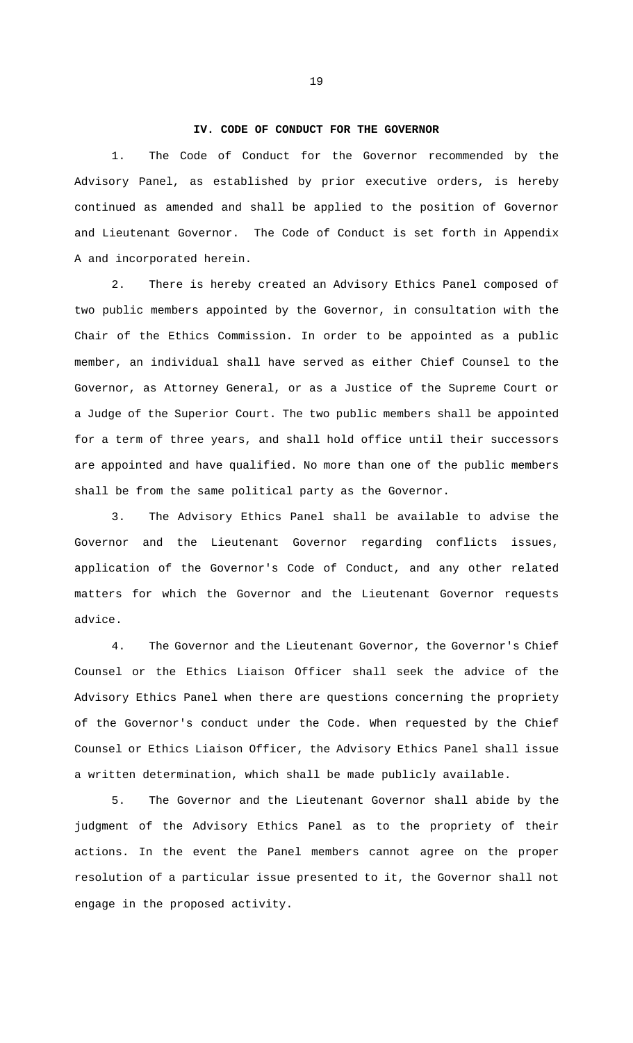## IV. CODE OF CONDUCT FOR THE GOVERNOR

1. The Code of Conduct for the Governor recommended by the Advisory Panel, as established by prior executive orders, is hereby continued as amended and shall be applied to the position of Governor and Lieutenant Governor. The Code of Conduct is set forth in Appendix A and incorporated herein.

2. There is hereby created an Advisory Ethics Panel composed of two public members appointed by the Governor, in consultation with the Chair of the Ethics Commission. In order to be appointed as a public member, an individual shall have served as either Chief Counsel to the Governor, as Attorney General, or as a Justice of the Supreme Court or a Judge of the Superior Court. The two public members shall be appointed for a term of three years, and shall hold office until their successors are appointed and have qualified. No more than one of the public members shall be from the same political party as the Governor.

3. The Advisory Ethics Panel shall be available to advise the Governor and the Lieutenant Governor regarding conflicts issues, application of the Governor's Code of Conduct, and any other related matters for which the Governor and the Lieutenant Governor requests advice.

4. The Governor and the Lieutenant Governor, the Governor's Chief Counsel or the Ethics Liaison Officer shall seek the advice of the Advisory Ethics Panel when there are questions concerning the propriety of the Governor's conduct under the Code. When requested by the Chief Counsel or Ethics Liaison Officer, the Advisory Ethics Panel shall issue a written determination, which shall be made publicly available.

5. The Governor and the Lieutenant Governor shall abide by the judgment of the Advisory Ethics Panel as to the propriety of their actions. In the event the Panel members cannot agree on the proper resolution of a particular issue presented to it, the Governor shall not engage in the proposed activity.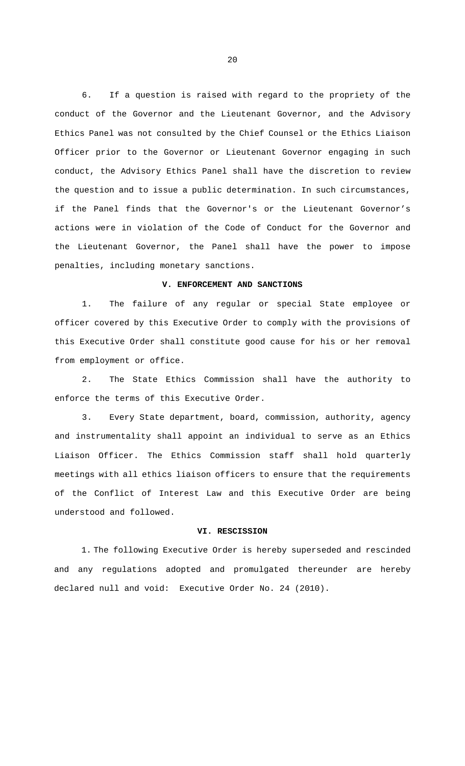6. If a question is raised with regard to the propriety of the conduct of the Governor and the Lieutenant Governor, and the Advisory Ethics Panel was not consulted by the Chief Counsel or the Ethics Liaison Officer prior to the Governor or Lieutenant Governor engaging in such conduct, the Advisory Ethics Panel shall have the discretion to review the question and to issue a public determination. In such circumstances, if the Panel finds that the Governor's or the Lieutenant Governor's actions were in violation of the Code of Conduct for the Governor and the Lieutenant Governor, the Panel shall have the power to impose penalties, including monetary sanctions.

## V. ENFORCEMENT AND SANCTIONS

1. The failure of any regular or special State employee or officer covered by this Executive Order to comply with the provisions of this Executive Order shall constitute good cause for his or her removal from employment or office.

2. The State Ethics Commission shall have the authority to enforce the terms of this Executive Order.

3. Every State department, board, commission, authority, agency and instrumentality shall appoint an individual to serve as an Ethics Liaison Officer. The Ethics Commission staff shall hold quarterly meetings with all ethics liaison officers to ensure that the requirements of the Conflict of Interest Law and this Executive Order are being understood and followed.

## VI. RESCISSION

1. The following Executive Order is hereby superseded and rescinded and any regulations adopted and promulgated thereunder are hereby declared null and void: Executive Order No. 24 (2010).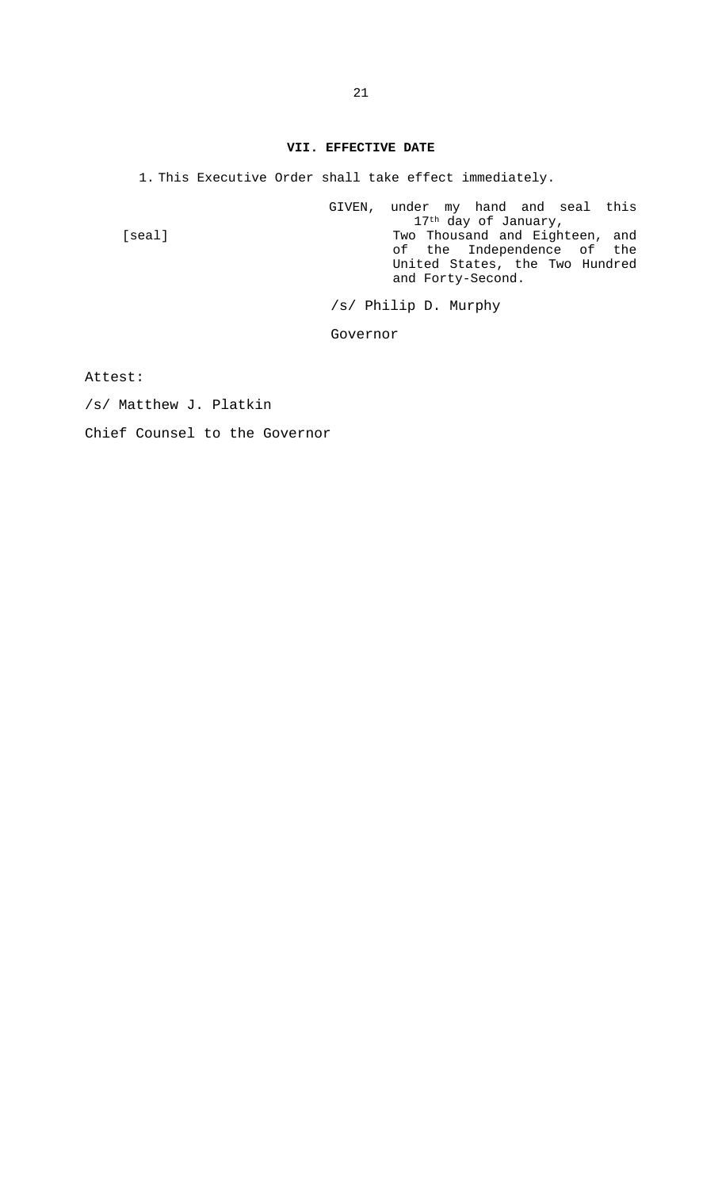### VII. EFFECTIVE DATE

1. This Executive Order shall take effect immediately.

[seal]

GIVEN, under my hand and seal this 17th day of January, Two Thousand and Eighteen, and of the Independence of the United States, the Two Hundred and Forty-Second.

/s/ Philip D. Murphy

Governor

Attest:

/s/ Matthew J. Platkin

Chief Counsel to the Governor